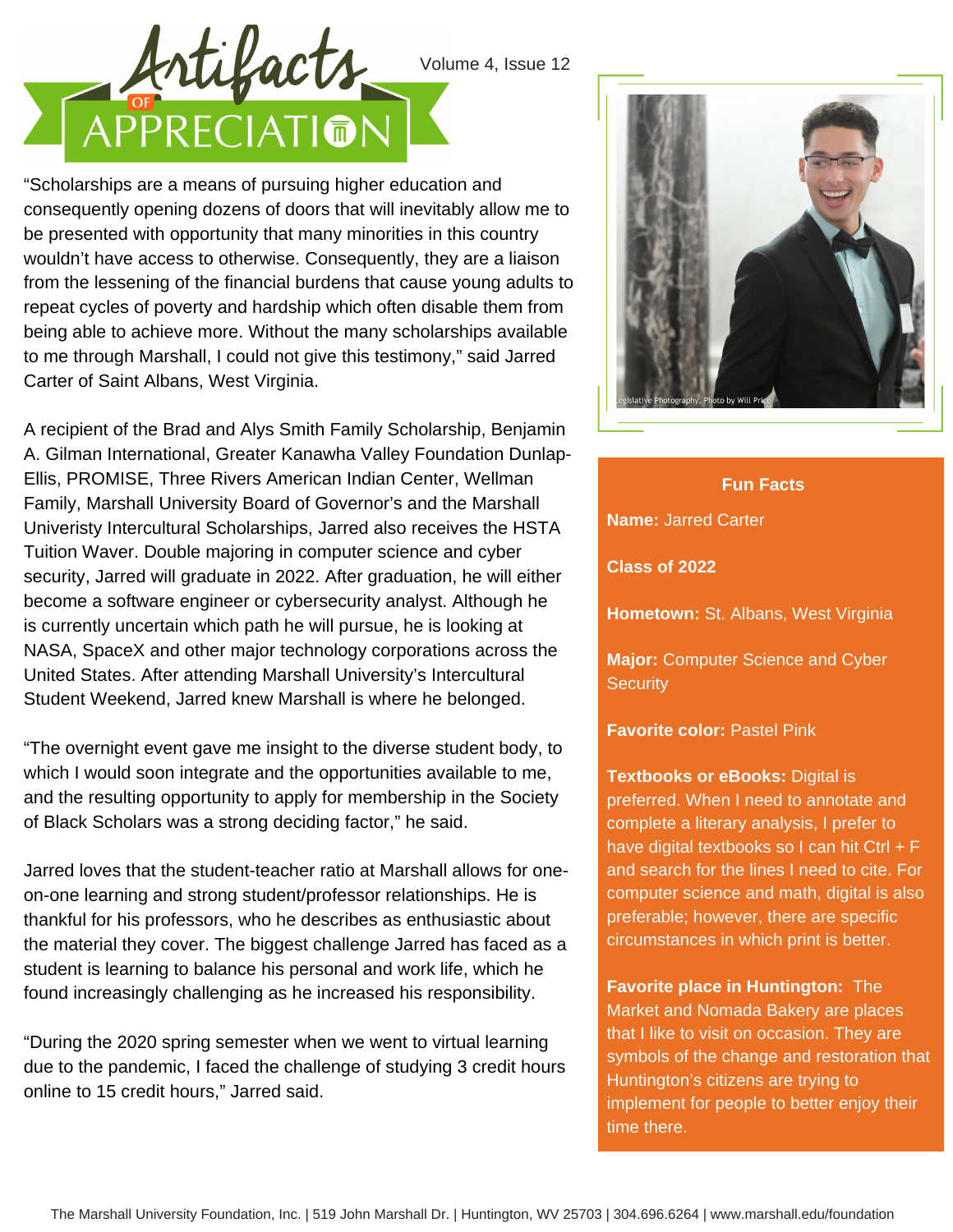# Artifacts of Appreciation

Volume 4, Issue 12

"Scholarships are a means of pursuing higher education and consequently opening dozens of doors that will inevitably allow me to be presented with opportunity that many minorities in this country wouldn't have access to otherwise. Consequently, they are a liaison from the lessening of the financial burdens that cause young adults to repeat cycles of poverty and hardship which often disable them from being able to achieve more. Without the many scholarships available to me through Marshall, I could not give this testimony," said Jarred Carter of Saint Albans, West Virginia.

A recipient of the Brad and Alys Smith Family Scholarship, Benjamin A. Gilman International, Greater Kanawha Valley Foundation Dunlap-Ellis, PROMISE, Three Rivers American Indian Center, Wellman Family, Marshall University Board of Governor's and the Marshall Univeristy Intercultural Scholarships, Jarred also receives the HSTA Tuition Waver. Double majoring in computer science and cyber security, Jarred will graduate in 2022. After graduation, he will either become a software engineer or cybersecurity analyst. Although he is currently uncertain which path he will pursue, he is looking at NASA, SpaceX and other major technology corporations across the United States. After attending Marshall University's Intercultural Student Weekend, Jarred knew Marshall is where he belonged.

"The overnight event gave me insight to the diverse student body, to which I would soon integrate and the opportunities available to me, and the resulting opportunity to apply for membership in the Society of Black Scholars was a strong deciding factor," he said.

Jarred loves that the student-teacher ratio at Marshall allows for one-on-one learning and strong student/professor relationships. He is thankful for his professors, who he describes as enthusiastic about the material they cover. The biggest challenge Jarred has faced as a student is learning to balance his personal and work life, which he found increasingly challenging as he increased his responsibility.

"During the 2020 spring semester when we went to virtual learning due to the pandemic, I faced the challenge of studying 3 credit hours online to 15 credit hours," Jarred said.

Legislative Photography, Photo by Will Price

### Fun Facts

**Name:** Jarred Carter

**Class of 2022**

**Hometown:** St. Albans, West Virginia

**Major:** Computer Science and Cyber Security

**Favorite color:** Pastel Pink

**Textbooks or eBooks:** Digital is preferred. When I need to annotate and complete a literary analysis, I prefer to have digital textbooks so I can hit Ctrl + F and search for the lines I need to cite. For computer science and math, digital is also preferable; however, there are specific circumstances in which print is better.

**Favorite place in Huntington:** The Market and Nomada Bakery are places that I like to visit on occasion. They are symbols of the change and restoration that Huntington's citizens are trying to implement for people to better enjoy their time there.

The Marshall University Foundation, Inc. | 519 John Marshall Dr. | Huntington, WV 25703 | 304.696.6264 | www.marshall.edu/foundation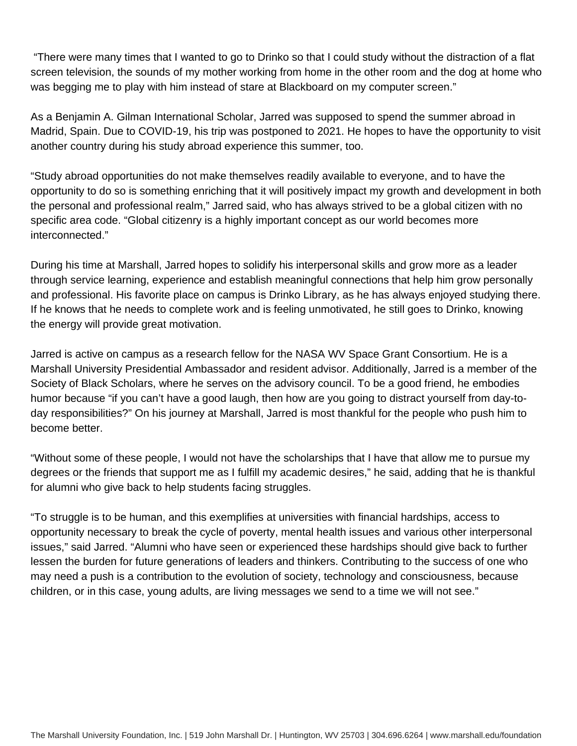"There were many times that I wanted to go to Drinko so that I could study without the distraction of a flat screen television, the sounds of my mother working from home in the other room and the dog at home who was begging me to play with him instead of stare at Blackboard on my computer screen."

As a Benjamin A. Gilman International Scholar, Jarred was supposed to spend the summer abroad in Madrid, Spain. Due to COVID-19, his trip was postponed to 2021. He hopes to have the opportunity to visit another country during his study abroad experience this summer, too.

"Study abroad opportunities do not make themselves readily available to everyone, and to have the opportunity to do so is something enriching that it will positively impact my growth and development in both the personal and professional realm," Jarred said, who has always strived to be a global citizen with no specific area code. "Global citizenry is a highly important concept as our world becomes more interconnected."

During his time at Marshall, Jarred hopes to solidify his interpersonal skills and grow more as a leader through service learning, experience and establish meaningful connections that help him grow personally and professional. His favorite place on campus is Drinko Library, as he has always enjoyed studying there. If he knows that he needs to complete work and is feeling unmotivated, he still goes to Drinko, knowing the energy will provide great motivation.

Jarred is active on campus as a research fellow for the NASA WV Space Grant Consortium. He is a Marshall University Presidential Ambassador and resident advisor. Additionally, Jarred is a member of the Society of Black Scholars, where he serves on the advisory council. To be a good friend, he embodies humor because "if you can't have a good laugh, then how are you going to distract yourself from day-to-day responsibilities?" On his journey at Marshall, Jarred is most thankful for the people who push him to become better.

"Without some of these people, I would not have the scholarships that I have that allow me to pursue my degrees or the friends that support me as I fulfill my academic desires," he said, adding that he is thankful for alumni who give back to help students facing struggles.

"To struggle is to be human, and this exemplifies at universities with financial hardships, access to opportunity necessary to break the cycle of poverty, mental health issues and various other interpersonal issues," said Jarred. "Alumni who have seen or experienced these hardships should give back to further lessen the burden for future generations of leaders and thinkers. Contributing to the success of one who may need a push is a contribution to the evolution of society, technology and consciousness, because children, or in this case, young adults, are living messages we send to a time we will not see."